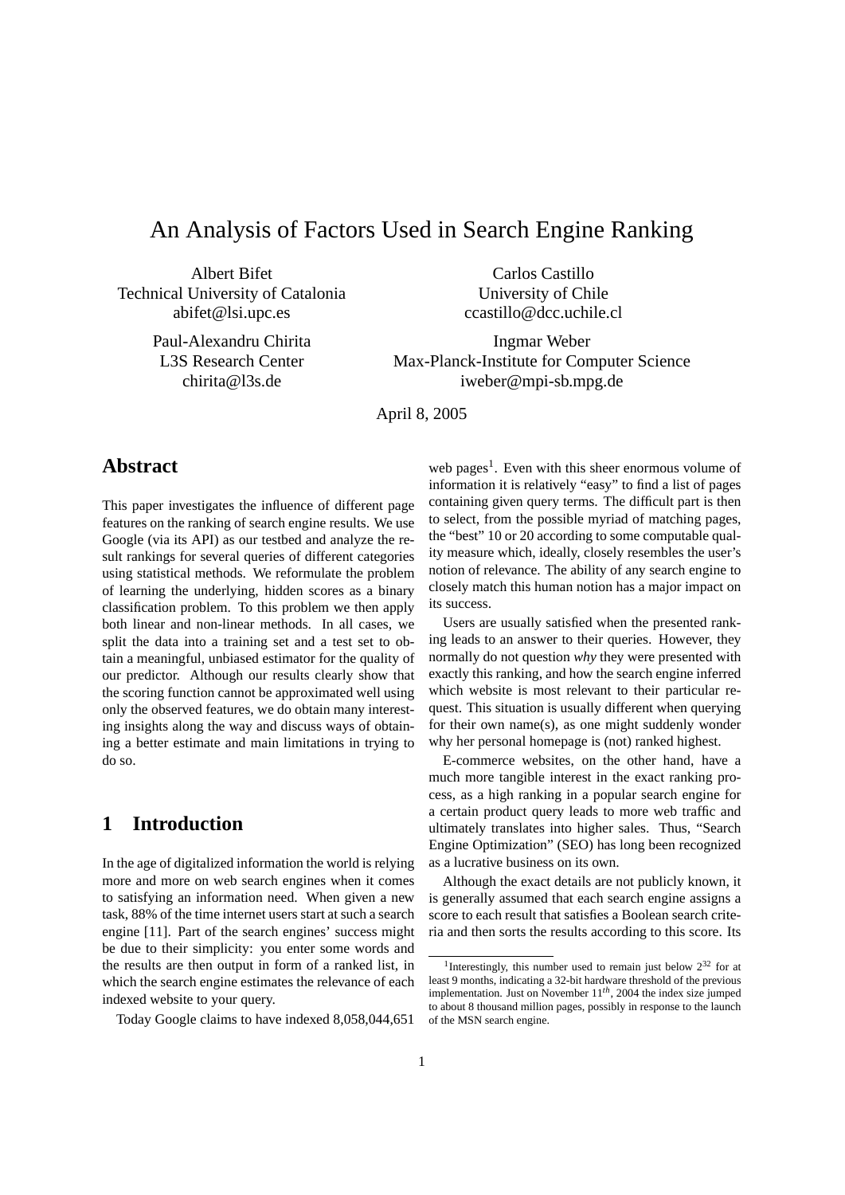# An Analysis of Factors Used in Search Engine Ranking

Albert Bifet
Technical University of Catalonia
abifet@lsi.upc.es

Carlos Castillo
University of Chile
ccastillo@dcc.uchile.cl

Paul-Alexandru Chirita
L3S Research Center
chirita@l3s.de

Ingmar Weber
Max-Planck-Institute for Computer Science
iweber@mpi-sb.mpg.de

April 8, 2005

## Abstract

This paper investigates the influence of different page features on the ranking of search engine results. We use Google (via its API) as our testbed and analyze the result rankings for several queries of different categories using statistical methods. We reformulate the problem of learning the underlying, hidden scores as a binary classification problem. To this problem we then apply both linear and non-linear methods. In all cases, we split the data into a training set and a test set to obtain a meaningful, unbiased estimator for the quality of our predictor. Although our results clearly show that the scoring function cannot be approximated well using only the observed features, we do obtain many interesting insights along the way and discuss ways of obtaining a better estimate and main limitations in trying to do so.

## 1 Introduction

In the age of digitalized information the world is relying more and more on web search engines when it comes to satisfying an information need. When given a new task, 88% of the time internet users start at such a search engine [11]. Part of the search engines' success might be due to their simplicity: you enter some words and the results are then output in form of a ranked list, in which the search engine estimates the relevance of each indexed website to your query.

Today Google claims to have indexed 8,058,044,651 web pages[1]. Even with this sheer enormous volume of information it is relatively "easy" to find a list of pages containing given query terms. The difficult part is then to select, from the possible myriad of matching pages, the "best" 10 or 20 according to some computable quality measure which, ideally, closely resembles the user's notion of relevance. The ability of any search engine to closely match this human notion has a major impact on its success.

Users are usually satisfied when the presented ranking leads to an answer to their queries. However, they normally do not question *why* they were presented with exactly this ranking, and how the search engine inferred which website is most relevant to their particular request. This situation is usually different when querying for their own name(s), as one might suddenly wonder why her personal homepage is (not) ranked highest.

E-commerce websites, on the other hand, have a much more tangible interest in the exact ranking process, as a high ranking in a popular search engine for a certain product query leads to more web traffic and ultimately translates into higher sales. Thus, "Search Engine Optimization" (SEO) has long been recognized as a lucrative business on its own.

Although the exact details are not publicly known, it is generally assumed that each search engine assigns a score to each result that satisfies a Boolean search criteria and then sorts the results according to this score. Its

[1] Interestingly, this number used to remain just below $2^{32}$ for at least 9 months, indicating a 32-bit hardware threshold of the previous implementation. Just on November $11^{th}$, 2004 the index size jumped to about 8 thousand million pages, possibly in response to the launch of the MSN search engine.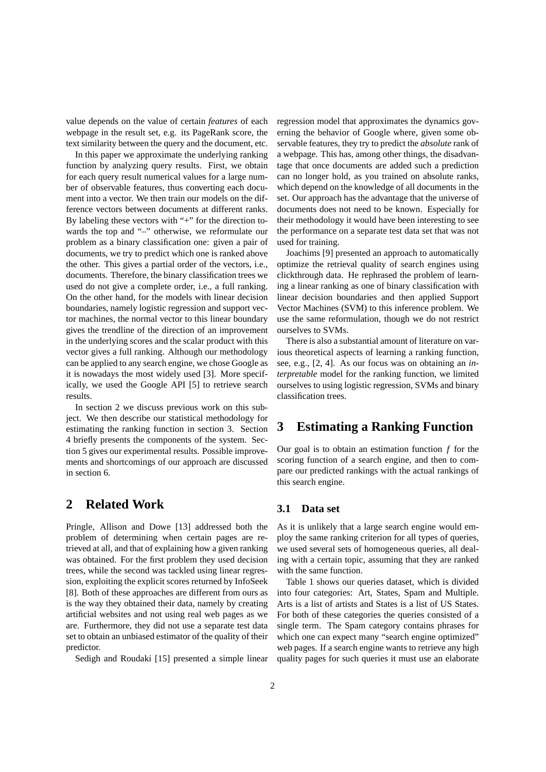value depends on the value of certain *features* of each webpage in the result set, e.g. its PageRank score, the text similarity between the query and the document, etc.

In this paper we approximate the underlying ranking function by analyzing query results. First, we obtain for each query result numerical values for a large number of observable features, thus converting each document into a vector. We then train our models on the difference vectors between documents at different ranks. By labeling these vectors with "+" for the direction towards the top and "–" otherwise, we reformulate our problem as a binary classification one: given a pair of documents, we try to predict which one is ranked above the other. This gives a partial order of the vectors, i.e., documents. Therefore, the binary classification trees we used do not give a complete order, i.e., a full ranking. On the other hand, for the models with linear decision boundaries, namely logistic regression and support vector machines, the normal vector to this linear boundary gives the trendline of the direction of an improvement in the underlying scores and the scalar product with this vector gives a full ranking. Although our methodology can be applied to any search engine, we chose Google as it is nowadays the most widely used [3]. More specifically, we used the Google API [5] to retrieve search results.

In section 2 we discuss previous work on this subject. We then describe our statistical methodology for estimating the ranking function in section 3. Section 4 briefly presents the components of the system. Section 5 gives our experimental results. Possible improvements and shortcomings of our approach are discussed in section 6.

## 2 Related Work

Pringle, Allison and Dowe [13] addressed both the problem of determining when certain pages are retrieved at all, and that of explaining how a given ranking was obtained. For the first problem they used decision trees, while the second was tackled using linear regression, exploiting the explicit scores returned by InfoSeek [8]. Both of these approaches are different from ours as is the way they obtained their data, namely by creating artificial websites and not using real web pages as we are. Furthermore, they did not use a separate test data set to obtain an unbiased estimator of the quality of their predictor.

Sedigh and Roudaki [15] presented a simple linear regression model that approximates the dynamics governing the behavior of Google where, given some observable features, they try to predict the *absolute* rank of a webpage. This has, among other things, the disadvantage that once documents are added such a prediction can no longer hold, as you trained on absolute ranks, which depend on the knowledge of all documents in the set. Our approach has the advantage that the universe of documents does not need to be known. Especially for their methodology it would have been interesting to see the performance on a separate test data set that was not used for training.

Joachims [9] presented an approach to automatically optimize the retrieval quality of search engines using clickthrough data. He rephrased the problem of learning a linear ranking as one of binary classification with linear decision boundaries and then applied Support Vector Machines (SVM) to this inference problem. We use the same reformulation, though we do not restrict ourselves to SVMs.

There is also a substantial amount of literature on various theoretical aspects of learning a ranking function, see, e.g., [2, 4]. As our focus was on obtaining an *interpretable* model for the ranking function, we limited ourselves to using logistic regression, SVMs and binary classification trees.

## 3 Estimating a Ranking Function

Our goal is to obtain an estimation function $f$ for the scoring function of a search engine, and then to compare our predicted rankings with the actual rankings of this search engine.

### 3.1 Data set

As it is unlikely that a large search engine would employ the same ranking criterion for all types of queries, we used several sets of homogeneous queries, all dealing with a certain topic, assuming that they are ranked with the same function.

Table 1 shows our queries dataset, which is divided into four categories: Art, States, Spam and Multiple. Arts is a list of artists and States is a list of US States. For both of these categories the queries consisted of a single term. The Spam category contains phrases for which one can expect many "search engine optimized" web pages. If a search engine wants to retrieve any high quality pages for such queries it must use an elaborate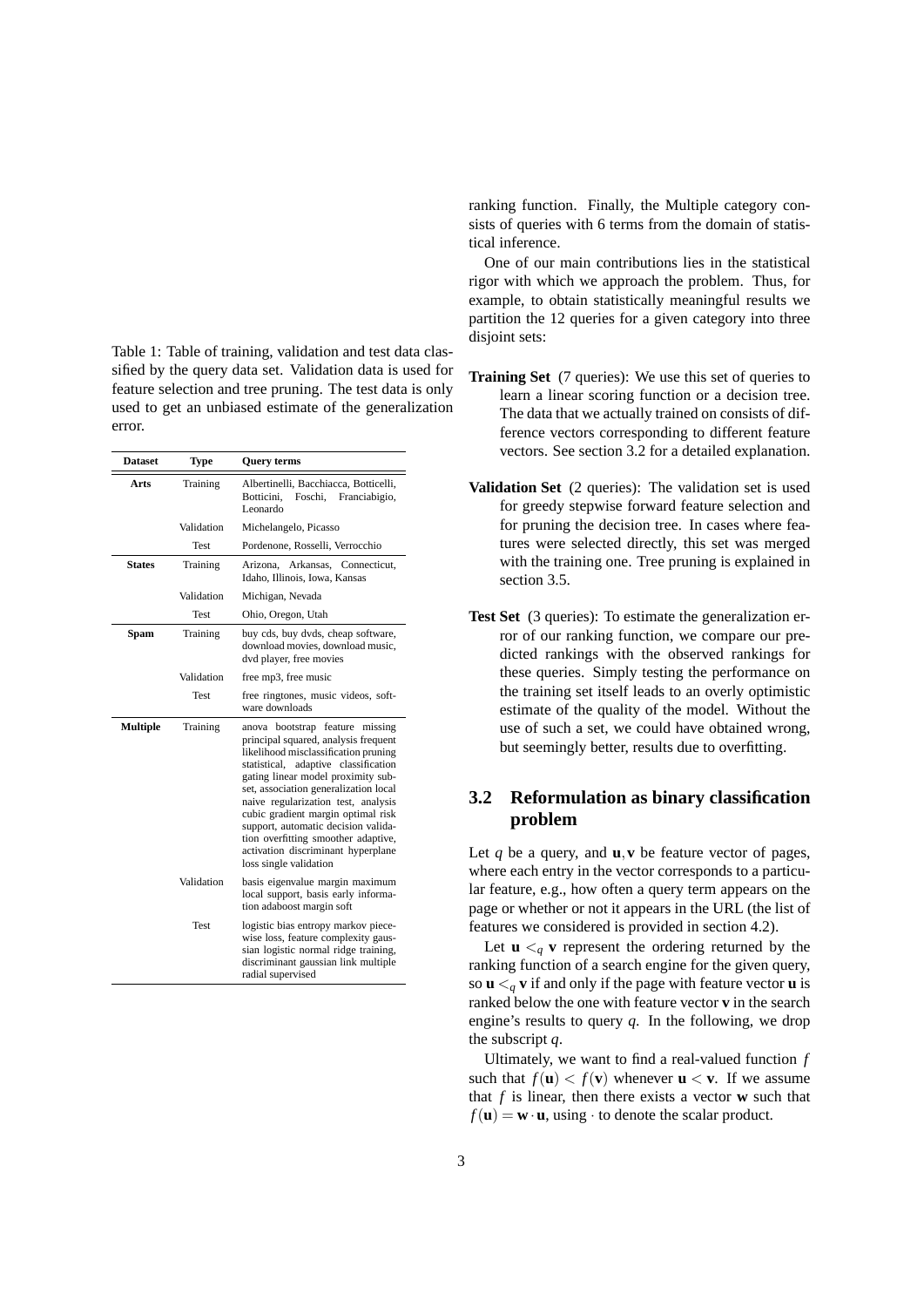ranking function. Finally, the Multiple category consists of queries with 6 terms from the domain of statistical inference.

One of our main contributions lies in the statistical rigor with which we approach the problem. Thus, for example, to obtain statistically meaningful results we partition the 12 queries for a given category into three disjoint sets:

Table 1: Table of training, validation and test data classified by the query data set. Validation data is used for feature selection and tree pruning. The test data is only used to get an unbiased estimate of the generalization error.

| Dataset | Type | Query terms |
|---|---|---|
| **Arts** | Training | Albertinelli, Bacchiacca, Botticelli, Botticini, Foschi, Franciabigio, Leonardo |
| | Validation | Michelangelo, Picasso |
| | Test | Pordenone, Rosselli, Verrocchio |
| **States** | Training | Arizona, Arkansas, Connecticut, Idaho, Illinois, Iowa, Kansas |
| | Validation | Michigan, Nevada |
| | Test | Ohio, Oregon, Utah |
| **Spam** | Training | buy cds, buy dvds, cheap software, download movies, download music, dvd player, free movies |
| | Validation | free mp3, free music |
| | Test | free ringtones, music videos, software downloads |
| **Multiple** | Training | anova bootstrap feature missing principal squared, analysis frequent likelihood misclassification pruning statistical, adaptive classification gating linear model proximity subset, association generalization local naive regularization test, analysis cubic gradient margin optimal risk support, automatic decision validation overfitting smoother adaptive, activation discriminant hyperplane loss single validation |
| | Validation | basis eigenvalue margin maximum local support, basis early information adaboost margin soft |
| | Test | logistic bias entropy markov piecewise loss, feature complexity gaussian logistic normal ridge training, discriminant gaussian link multiple radial supervised |

**Training Set** (7 queries): We use this set of queries to learn a linear scoring function or a decision tree. The data that we actually trained on consists of difference vectors corresponding to different feature vectors. See section 3.2 for a detailed explanation.

**Validation Set** (2 queries): The validation set is used for greedy stepwise forward feature selection and for pruning the decision tree. In cases where features were selected directly, this set was merged with the training one. Tree pruning is explained in section 3.5.

**Test Set** (3 queries): To estimate the generalization error of our ranking function, we compare our predicted rankings with the observed rankings for these queries. Simply testing the performance on the training set itself leads to an overly optimistic estimate of the quality of the model. Without the use of such a set, we could have obtained wrong, but seemingly better, results due to overfitting.

## 3.2 Reformulation as binary classification problem

Let $q$ be a query, and $\mathbf{u}, \mathbf{v}$ be feature vector of pages, where each entry in the vector corresponds to a particular feature, e.g., how often a query term appears on the page or whether or not it appears in the URL (the list of features we considered is provided in section 4.2).

Let $\mathbf{u} <_q \mathbf{v}$ represent the ordering returned by the ranking function of a search engine for the given query, so $\mathbf{u} <_q \mathbf{v}$ if and only if the page with feature vector $\mathbf{u}$ is ranked below the one with feature vector $\mathbf{v}$ in the search engine's results to query $q$. In the following, we drop the subscript $q$.

Ultimately, we want to find a real-valued function $f$ such that $f(\mathbf{u}) < f(\mathbf{v})$ whenever $\mathbf{u} < \mathbf{v}$. If we assume that $f$ is linear, then there exists a vector $\mathbf{w}$ such that $f(\mathbf{u}) = \mathbf{w} \cdot \mathbf{u}$, using $\cdot$ to denote the scalar product.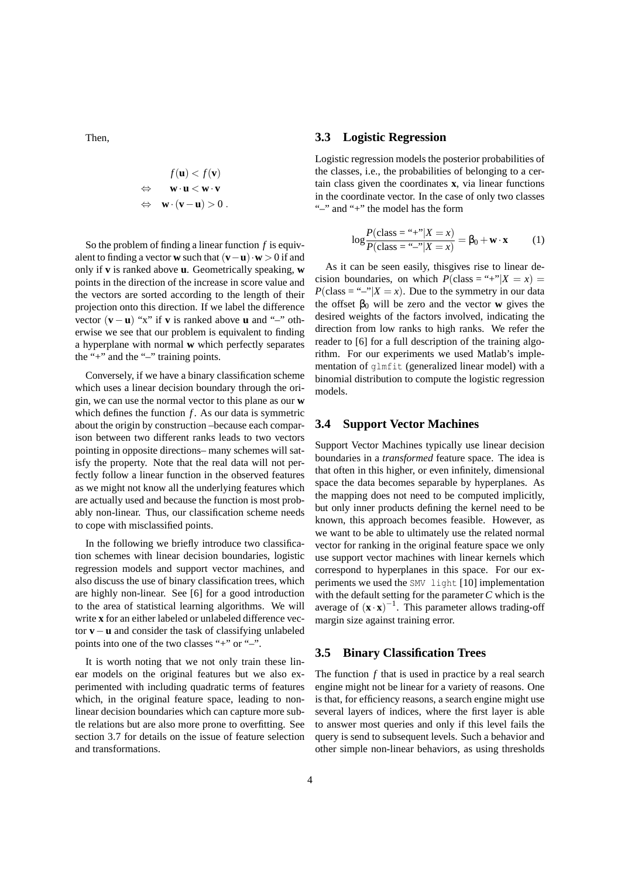Then,

$$
\begin{aligned}
& f(\mathbf{u}) < f(\mathbf{v}) \\
\Leftrightarrow \quad & \mathbf{w} \cdot \mathbf{u} < \mathbf{w} \cdot \mathbf{v} \\
\Leftrightarrow \quad & \mathbf{w} \cdot (\mathbf{v} - \mathbf{u}) > 0 \; .
\end{aligned}
$$

So the problem of finding a linear function $f$ is equivalent to finding a vector $\mathbf{w}$ such that $(\mathbf{v}-\mathbf{u}) \cdot \mathbf{w} > 0$ if and only if $\mathbf{v}$ is ranked above $\mathbf{u}$. Geometrically speaking, $\mathbf{w}$ points in the direction of the increase in score value and the vectors are sorted according to the length of their projection onto this direction. If we label the difference vector $(\mathbf{v}-\mathbf{u})$ "x" if $\mathbf{v}$ is ranked above $\mathbf{u}$ and "–" otherwise we see that our problem is equivalent to finding a hyperplane with normal $\mathbf{w}$ which perfectly separates the "+" and the "–" training points.

Conversely, if we have a binary classification scheme which uses a linear decision boundary through the origin, we can use the normal vector to this plane as our $\mathbf{w}$ which defines the function $f$. As our data is symmetric about the origin by construction –because each comparison between two different ranks leads to two vectors pointing in opposite directions– many schemes will satisfy the property. Note that the real data will not perfectly follow a linear function in the observed features as we might not know all the underlying features which are actually used and because the function is most probably non-linear. Thus, our classification scheme needs to cope with misclassified points.

In the following we briefly introduce two classification schemes with linear decision boundaries, logistic regression models and support vector machines, and also discuss the use of binary classification trees, which are highly non-linear. See [6] for a good introduction to the area of statistical learning algorithms. We will write $\mathbf{x}$ for an either labeled or unlabeled difference vector $\mathbf{v}-\mathbf{u}$ and consider the task of classifying unlabeled points into one of the two classes "+" or "–".

It is worth noting that we not only train these linear models on the original features but we also experimented with including quadratic terms of features which, in the original feature space, leading to non-linear decision boundaries which can capture more subtle relations but are also more prone to overfitting. See section 3.7 for details on the issue of feature selection and transformations.

### 3.3 Logistic Regression

Logistic regression models the posterior probabilities of the classes, i.e., the probabilities of belonging to a certain class given the coordinates $\mathbf{x}$, via linear functions in the coordinate vector. In the case of only two classes "–" and "+" the model has the form

$$
\log \frac{P(\text{class} = \text{"+"}|X = x)}{P(\text{class} = \text{"–"}|X = x)} = \beta_0 + \mathbf{w} \cdot \mathbf{x} \qquad (1)
$$

As it can be seen easily, thisgives rise to linear decision boundaries, on which $P(\text{class} = \text{"+"}|X = x) = P(\text{class} = \text{"–"}|X = x)$. Due to the symmetry in our data the offset $\beta_0$ will be zero and the vector $\mathbf{w}$ gives the desired weights of the factors involved, indicating the direction from low ranks to high ranks. We refer the reader to [6] for a full description of the training algorithm. For our experiments we used Matlab's implementation of `glmfit` (generalized linear model) with a binomial distribution to compute the logistic regression models.

### 3.4 Support Vector Machines

Support Vector Machines typically use linear decision boundaries in a *transformed* feature space. The idea is that often in this higher, or even infinitely, dimensional space the data becomes separable by hyperplanes. As the mapping does not need to be computed implicitly, but only inner products defining the kernel need to be known, this approach becomes feasible. However, as we want to be able to ultimately use the related normal vector for ranking in the original feature space we only use support vector machines with linear kernels which correspond to hyperplanes in this space. For our experiments we used the `SMV light` [10] implementation with the default setting for the parameter $C$ which is the average of $(\mathbf{x} \cdot \mathbf{x})^{-1}$. This parameter allows trading-off margin size against training error.

### 3.5 Binary Classification Trees

The function $f$ that is used in practice by a real search engine might not be linear for a variety of reasons. One is that, for efficiency reasons, a search engine might use several layers of indices, where the first layer is able to answer most queries and only if this level fails the query is send to subsequent levels. Such a behavior and other simple non-linear behaviors, as using thresholds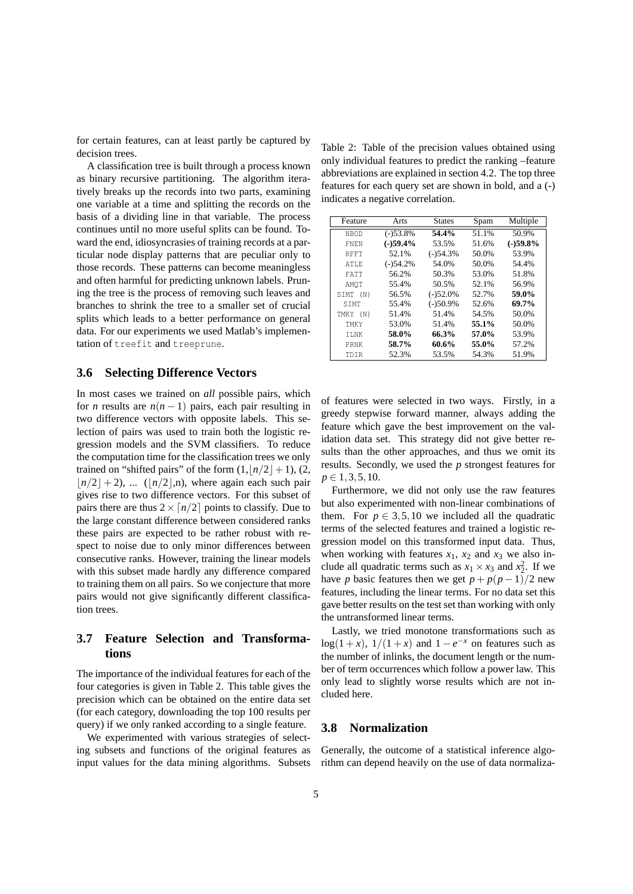for certain features, can at least partly be captured by decision trees.

A classification tree is built through a process known as binary recursive partitioning. The algorithm iteratively breaks up the records into two parts, examining one variable at a time and splitting the records on the basis of a dividing line in that variable. The process continues until no more useful splits can be found. Toward the end, idiosyncrasies of training records at a particular node display patterns that are peculiar only to those records. These patterns can become meaningless and often harmful for predicting unknown labels. Pruning the tree is the process of removing such leaves and branches to shrink the tree to a smaller set of crucial splits which leads to a better performance on general data. For our experiments we used Matlab's implementation of `treefit` and `treeprune`.

### 3.6 Selecting Difference Vectors

In most cases we trained on *all* possible pairs, which for $n$ results are $n(n-1)$ pairs, each pair resulting in two difference vectors with opposite labels. This selection of pairs was used to train both the logistic regression models and the SVM classifiers. To reduce the computation time for the classification trees we only trained on "shifted pairs" of the form $(1, \lfloor n/2 \rfloor + 1)$, $(2, \lfloor n/2 \rfloor + 2)$, ... $(\lfloor n/2 \rfloor, n)$, where again each such pair gives rise to two difference vectors. For this subset of pairs there are thus $2 \times \lceil n/2 \rceil$ points to classify. Due to the large constant difference between considered ranks these pairs are expected to be rather robust with respect to noise due to only minor differences between consecutive ranks. However, training the linear models with this subset made hardly any difference compared to training them on all pairs. So we conjecture that more pairs would not give significantly different classification trees.

### 3.7 Feature Selection and Transformations

The importance of the individual features for each of the four categories is given in Table 2. This table gives the precision which can be obtained on the entire data set (for each category, downloading the top 100 results per query) if we only ranked according to a single feature.

We experimented with various strategies of selecting subsets and functions of the original features as input values for the data mining algorithms. Subsets of features were selected in two ways. Firstly, in a greedy stepwise forward manner, always adding the feature which gave the best improvement on the validation data set. This strategy did not give better results than the other approaches, and thus we omit its results. Secondly, we used the $p$ strongest features for $p \in 1, 3, 5, 10$.

Table 2: Table of the precision values obtained using only individual features to predict the ranking –feature abbreviations are explained in section 4.2. The top three features for each query set are shown in bold, and a (-) indicates a negative correlation.

| Feature | Arts | States | Spam | Multiple |
|---|---|---|---|---|
| NBOD | (-)53.8% | **54.4%** | 51.1% | 50.9% |
| FNEN | **(-)59.4%** | 53.5% | 51.6% | **(-)59.8%** |
| RFFT | 52.1% | (-)54.3% | 50.0% | 53.9% |
| ATLE | (-)54.2% | 54.0% | 50.0% | 54.4% |
| FATT | 56.2% | 50.3% | 53.0% | 51.8% |
| AMQT | 55.4% | 50.5% | 52.1% | 56.9% |
| SIMT (N) | 56.5% | (-)52.0% | 52.7% | **59.0%** |
| SIMT | 55.4% | (-)50.9% | 52.6% | **69.7%** |
| TMKY (N) | 51.4% | 51.4% | 54.5% | 50.0% |
| TMKY | 53.0% | 51.4% | **55.1%** | 50.0% |
| ILNK | **58.0%** | **66.3%** | **57.0%** | 53.9% |
| PRNK | **58.7%** | **60.6%** | **55.0%** | 57.2% |
| TDIR | 52.3% | 53.5% | 54.3% | 51.9% |

Furthermore, we did not only use the raw features but also experimented with non-linear combinations of them. For $p \in 3, 5, 10$ we included all the quadratic terms of the selected features and trained a logistic regression model on this transformed input data. Thus, when working with features $x_1$, $x_2$ and $x_3$ we also include all quadratic terms such as $x_1 \times x_3$ and $x_2^2$. If we have $p$ basic features then we get $p + p(p-1)/2$ new features, including the linear terms. For no data set this gave better results on the test set than working with only the untransformed linear terms.

Lastly, we tried monotone transformations such as $\log(1+x)$, $1/(1+x)$ and $1 - e^{-x}$ on features such as the number of inlinks, the document length or the number of term occurrences which follow a power law. This only lead to slightly worse results which are not included here.

### 3.8 Normalization

Generally, the outcome of a statistical inference algorithm can depend heavily on the use of data normaliza-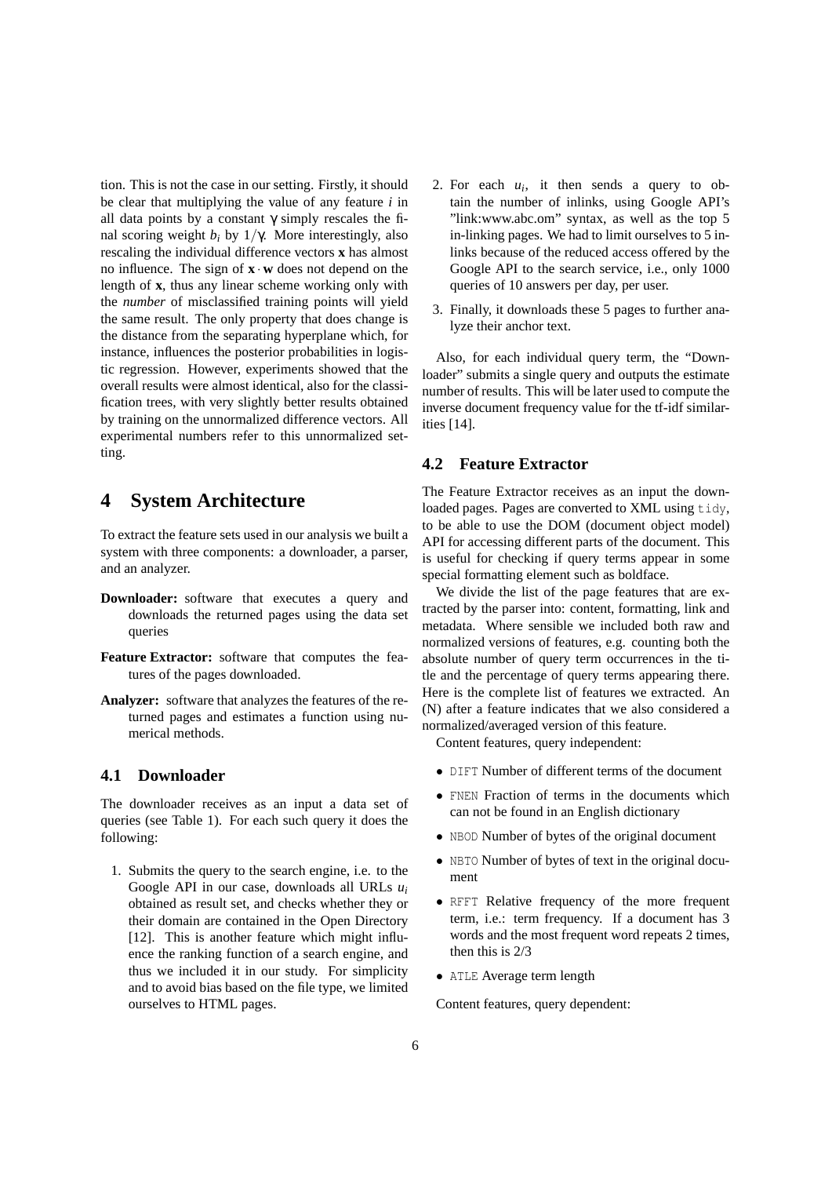tion. This is not the case in our setting. Firstly, it should be clear that multiplying the value of any feature $i$ in all data points by a constant $\gamma$ simply rescales the final scoring weight $b_i$ by $1/\gamma$. More interestingly, also rescaling the individual difference vectors $\mathbf{x}$ has almost no influence. The sign of $\mathbf{x} \cdot \mathbf{w}$ does not depend on the length of $\mathbf{x}$, thus any linear scheme working only with the *number* of misclassified training points will yield the same result. The only property that does change is the distance from the separating hyperplane which, for instance, influences the posterior probabilities in logistic regression. However, experiments showed that the overall results were almost identical, also for the classification trees, with very slightly better results obtained by training on the unnormalized difference vectors. All experimental numbers refer to this unnormalized setting.

# 4 System Architecture

To extract the feature sets used in our analysis we built a system with three components: a downloader, a parser, and an analyzer.

**Downloader:** software that executes a query and downloads the returned pages using the data set queries

**Feature Extractor:** software that computes the features of the pages downloaded.

**Analyzer:** software that analyzes the features of the returned pages and estimates a function using numerical methods.

## 4.1 Downloader

The downloader receives as an input a data set of queries (see Table 1). For each such query it does the following:

1. Submits the query to the search engine, i.e. to the Google API in our case, downloads all URLs $u_i$ obtained as result set, and checks whether they or their domain are contained in the Open Directory [12]. This is another feature which might influence the ranking function of a search engine, and thus we included it in our study. For simplicity and to avoid bias based on the file type, we limited ourselves to HTML pages.
2. For each $u_i$, it then sends a query to obtain the number of inlinks, using Google API's "link:www.abc.om" syntax, as well as the top 5 in-linking pages. We had to limit ourselves to 5 inlinks because of the reduced access offered by the Google API to the search service, i.e., only 1000 queries of 10 answers per day, per user.
3. Finally, it downloads these 5 pages to further analyze their anchor text.

Also, for each individual query term, the "Downloader" submits a single query and outputs the estimate number of results. This will be later used to compute the inverse document frequency value for the tf-idf similarities [14].

## 4.2 Feature Extractor

The Feature Extractor receives as an input the downloaded pages. Pages are converted to XML using `tidy`, to be able to use the DOM (document object model) API for accessing different parts of the document. This is useful for checking if query terms appear in some special formatting element such as boldface.

We divide the list of the page features that are extracted by the parser into: content, formatting, link and metadata. Where sensible we included both raw and normalized versions of features, e.g. counting both the absolute number of query term occurrences in the title and the percentage of query terms appearing there. Here is the complete list of features we extracted. An (N) after a feature indicates that we also considered a normalized/averaged version of this feature.

Content features, query independent:

- `DIFT` Number of different terms of the document
- `FNEN` Fraction of terms in the documents which can not be found in an English dictionary
- `NBOD` Number of bytes of the original document
- `NBTO` Number of bytes of text in the original document
- `RFFT` Relative frequency of the more frequent term, i.e.: term frequency. If a document has 3 words and the most frequent word repeats 2 times, then this is 2/3
- `ATLE` Average term length

Content features, query dependent: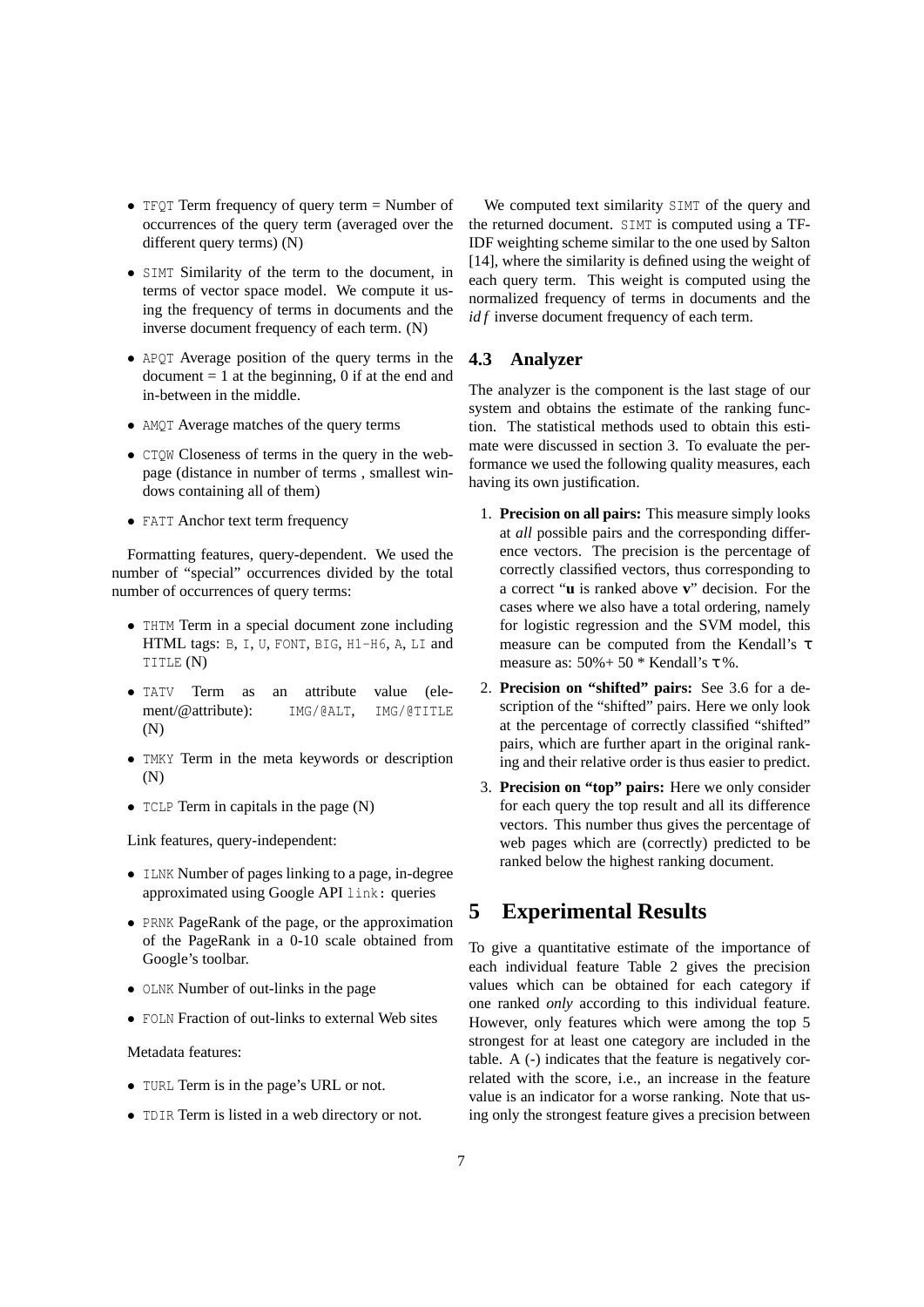- `TFQT` Term frequency of query term = Number of occurrences of the query term (averaged over the different query terms) (N)
- `SIMT` Similarity of the term to the document, in terms of vector space model. We compute it using the frequency of terms in documents and the inverse document frequency of each term. (N)
- `APQT` Average position of the query terms in the document = 1 at the beginning, 0 if at the end and in-between in the middle.
- `AMQT` Average matches of the query terms
- `CTQW` Closeness of terms in the query in the webpage (distance in number of terms , smallest windows containing all of them)
- `FATT` Anchor text term frequency

Formatting features, query-dependent. We used the number of "special" occurrences divided by the total number of occurrences of query terms:

- `THTM` Term in a special document zone including HTML tags: `B`, `I`, `U`, `FONT`, `BIG`, `H1-H6`, `A`, `LI` and `TITLE` (N)
- `TATV` Term as an attribute value (element/@attribute): `IMG/@ALT`, `IMG/@TITLE` (N)
- `TMKY` Term in the meta keywords or description (N)
- `TCLP` Term in capitals in the page (N)

Link features, query-independent:

- `ILNK` Number of pages linking to a page, in-degree approximated using Google API `link:` queries
- `PRNK` PageRank of the page, or the approximation of the PageRank in a 0-10 scale obtained from Google's toolbar.
- `OLNK` Number of out-links in the page
- `FOLN` Fraction of out-links to external Web sites

Metadata features:

- `TURL` Term is in the page's URL or not.
- `TDIR` Term is listed in a web directory or not.

We computed text similarity `SIMT` of the query and the returned document. `SIMT` is computed using a TF-IDF weighting scheme similar to the one used by Salton [14], where the similarity is defined using the weight of each query term. This weight is computed using the normalized frequency of terms in documents and the $idf$ inverse document frequency of each term.

### 4.3 Analyzer

The analyzer is the component is the last stage of our system and obtains the estimate of the ranking function. The statistical methods used to obtain this estimate were discussed in section 3. To evaluate the performance we used the following quality measures, each having its own justification.

1. **Precision on all pairs:** This measure simply looks at *all* possible pairs and the corresponding difference vectors. The precision is the percentage of correctly classified vectors, thus corresponding to a correct "**u** is ranked above **v**" decision. For the cases where we also have a total ordering, namely for logistic regression and the SVM model, this measure can be computed from the Kendall's $\tau$ measure as: 50%+ 50 * Kendall's $\tau$%.
2. **Precision on "shifted" pairs:** See 3.6 for a description of the "shifted" pairs. Here we only look at the percentage of correctly classified "shifted" pairs, which are further apart in the original ranking and their relative order is thus easier to predict.
3. **Precision on "top" pairs:** Here we only consider for each query the top result and all its difference vectors. This number thus gives the percentage of web pages which are (correctly) predicted to be ranked below the highest ranking document.

## 5 Experimental Results

To give a quantitative estimate of the importance of each individual feature Table 2 gives the precision values which can be obtained for each category if one ranked *only* according to this individual feature. However, only features which were among the top 5 strongest for at least one category are included in the table. A (-) indicates that the feature is negatively correlated with the score, i.e., an increase in the feature value is an indicator for a worse ranking. Note that using only the strongest feature gives a precision between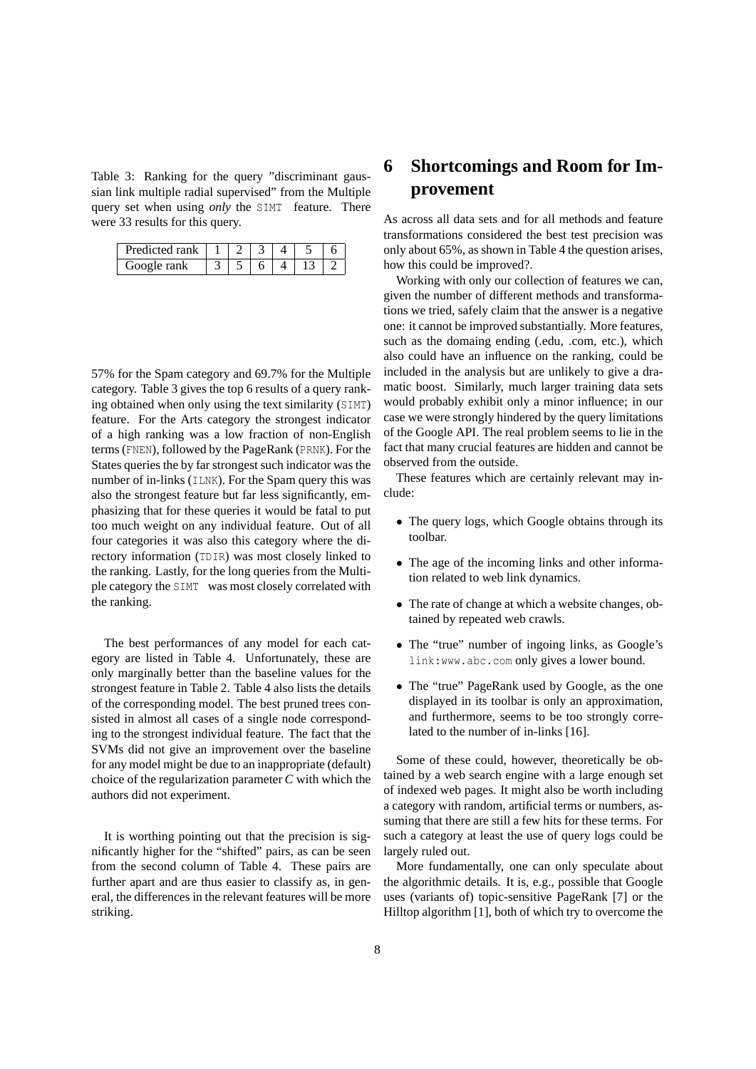Table 3: Ranking for the query "discriminant gaussian link multiple radial supervised" from the Multiple query set when using *only* the SIMT feature. There were 33 results for this query.

| Predicted rank | 1 | 2 | 3 | 4 | 5 | 6 |
|---|---|---|---|---|---|---|
| Google rank | 3 | 5 | 6 | 4 | 13 | 2 |

57% for the Spam category and 69.7% for the Multiple category. Table 3 gives the top 6 results of a query ranking obtained when only using the text similarity (SIMT) feature. For the Arts category the strongest indicator of a high ranking was a low fraction of non-English terms (FNEN), followed by the PageRank (PRNK). For the States queries the by far strongest such indicator was the number of in-links (ILNK). For the Spam query this was also the strongest feature but far less significantly, emphasizing that for these queries it would be fatal to put too much weight on any individual feature. Out of all four categories it was also this category where the directory information (TDIR) was most closely linked to the ranking. Lastly, for the long queries from the Multiple category the SIMT was most closely correlated with the ranking.

The best performances of any model for each category are listed in Table 4. Unfortunately, these are only marginally better than the baseline values for the strongest feature in Table 2. Table 4 also lists the details of the corresponding model. The best pruned trees consisted in almost all cases of a single node corresponding to the strongest individual feature. The fact that the SVMs did not give an improvement over the baseline for any model might be due to an inappropriate (default) choice of the regularization parameter $C$ with which the authors did not experiment.

It is worthing pointing out that the precision is significantly higher for the "shifted" pairs, as can be seen from the second column of Table 4. These pairs are further apart and are thus easier to classify as, in general, the differences in the relevant features will be more striking.

# 6 Shortcomings and Room for Improvement

As across all data sets and for all methods and feature transformations considered the best test precision was only about 65%, as shown in Table 4 the question arises, how this could be improved?.

Working with only our collection of features we can, given the number of different methods and transformations we tried, safely claim that the answer is a negative one: it cannot be improved substantially. More features, such as the domaing ending (.edu, .com, etc.), which also could have an influence on the ranking, could be included in the analysis but are unlikely to give a dramatic boost. Similarly, much larger training data sets would probably exhibit only a minor influence; in our case we were strongly hindered by the query limitations of the Google API. The real problem seems to lie in the fact that many crucial features are hidden and cannot be observed from the outside.

These features which are certainly relevant may include:

- The query logs, which Google obtains through its toolbar.
- The age of the incoming links and other information related to web link dynamics.
- The rate of change at which a website changes, obtained by repeated web crawls.
- The "true" number of ingoing links, as Google's `link:www.abc.com` only gives a lower bound.
- The "true" PageRank used by Google, as the one displayed in its toolbar is only an approximation, and furthermore, seems to be too strongly correlated to the number of in-links [16].

Some of these could, however, theoretically be obtained by a web search engine with a large enough set of indexed web pages. It might also be worth including a category with random, artificial terms or numbers, assuming that there are still a few hits for these terms. For such a category at least the use of query logs could be largely ruled out.

More fundamentally, one can only speculate about the algorithmic details. It is, e.g., possible that Google uses (variants of) topic-sensitive PageRank [7] or the Hilltop algorithm [1], both of which try to overcome the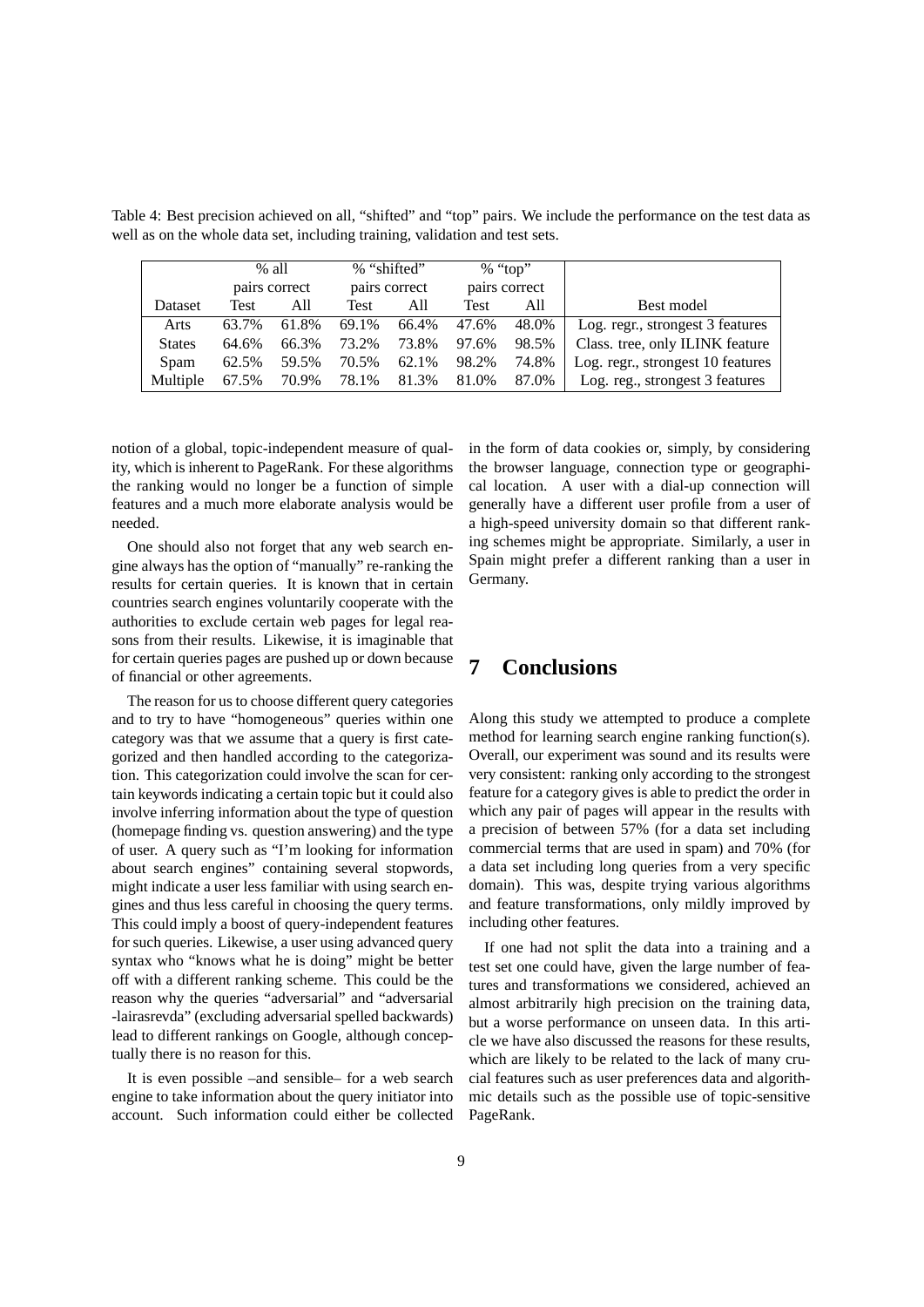Table 4: Best precision achieved on all, "shifted" and "top" pairs. We include the performance on the test data as well as on the whole data set, including training, validation and test sets.

| | % all pairs correct | | % "shifted" pairs correct | | % "top" pairs correct | | |
|---|---|---|---|---|---|---|---|
| Dataset | Test | All | Test | All | Test | All | Best model |
| Arts | 63.7% | 61.8% | 69.1% | 66.4% | 47.6% | 48.0% | Log. regr., strongest 3 features |
| States | 64.6% | 66.3% | 73.2% | 73.8% | 97.6% | 98.5% | Class. tree, only ILINK feature |
| Spam | 62.5% | 59.5% | 70.5% | 62.1% | 98.2% | 74.8% | Log. regr., strongest 10 features |
| Multiple | 67.5% | 70.9% | 78.1% | 81.3% | 81.0% | 87.0% | Log. reg., strongest 3 features |

notion of a global, topic-independent measure of quality, which is inherent to PageRank. For these algorithms the ranking would no longer be a function of simple features and a much more elaborate analysis would be needed.

One should also not forget that any web search engine always has the option of "manually" re-ranking the results for certain queries. It is known that in certain countries search engines voluntarily cooperate with the authorities to exclude certain web pages for legal reasons from their results. Likewise, it is imaginable that for certain queries pages are pushed up or down because of financial or other agreements.

The reason for us to choose different query categories and to try to have "homogeneous" queries within one category was that we assume that a query is first categorized and then handled according to the categorization. This categorization could involve the scan for certain keywords indicating a certain topic but it could also involve inferring information about the type of question (homepage finding vs. question answering) and the type of user. A query such as "I'm looking for information about search engines" containing several stopwords, might indicate a user less familiar with using search engines and thus less careful in choosing the query terms. This could imply a boost of query-independent features for such queries. Likewise, a user using advanced query syntax who "knows what he is doing" might be better off with a different ranking scheme. This could be the reason why the queries "adversarial" and "adversarial -lairasrevda" (excluding adversarial spelled backwards) lead to different rankings on Google, although conceptually there is no reason for this.

It is even possible –and sensible– for a web search engine to take information about the query initiator into account. Such information could either be collected in the form of data cookies or, simply, by considering the browser language, connection type or geographical location. A user with a dial-up connection will generally have a different user profile from a user of a high-speed university domain so that different ranking schemes might be appropriate. Similarly, a user in Spain might prefer a different ranking than a user in Germany.

# 7 Conclusions

Along this study we attempted to produce a complete method for learning search engine ranking function(s). Overall, our experiment was sound and its results were very consistent: ranking only according to the strongest feature for a category gives is able to predict the order in which any pair of pages will appear in the results with a precision of between 57% (for a data set including commercial terms that are used in spam) and 70% (for a data set including long queries from a very specific domain). This was, despite trying various algorithms and feature transformations, only mildly improved by including other features.

If one had not split the data into a training and a test set one could have, given the large number of features and transformations we considered, achieved an almost arbitrarily high precision on the training data, but a worse performance on unseen data. In this article we have also discussed the reasons for these results, which are likely to be related to the lack of many crucial features such as user preferences data and algorithmic details such as the possible use of topic-sensitive PageRank.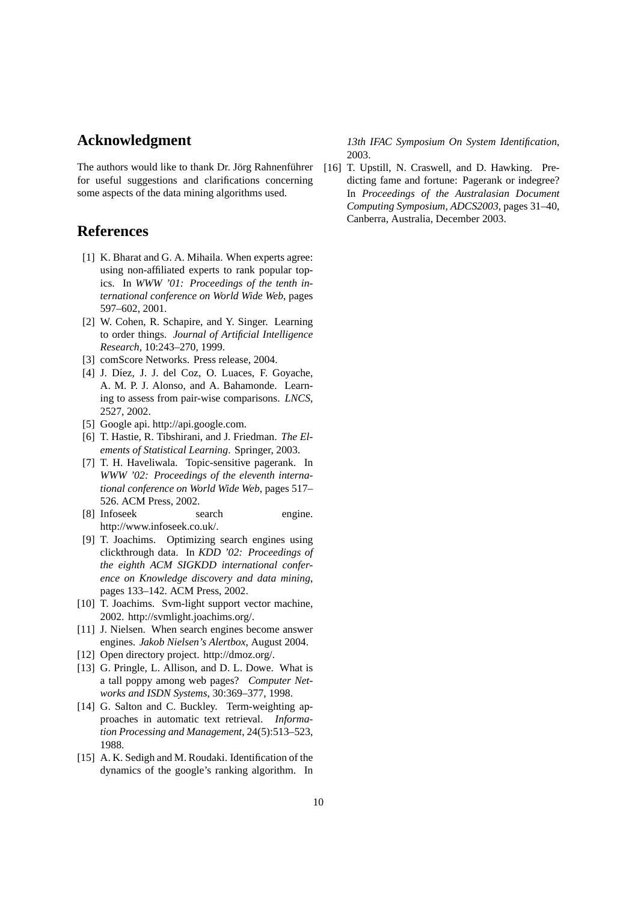## Acknowledgment

The authors would like to thank Dr. Jörg Rahnenführer for useful suggestions and clarifications concerning some aspects of the data mining algorithms used.

## References

[1] K. Bharat and G. A. Mihaila. When experts agree: using non-affiliated experts to rank popular topics. In *WWW '01: Proceedings of the tenth international conference on World Wide Web*, pages 597–602, 2001.

[2] W. Cohen, R. Schapire, and Y. Singer. Learning to order things. *Journal of Artificial Intelligence Research*, 10:243–270, 1999.

[3] comScore Networks. Press release, 2004.

[4] J. Díez, J. J. del Coz, O. Luaces, F. Goyache, A. M. P. J. Alonso, and A. Bahamonde. Learning to assess from pair-wise comparisons. *LNCS*, 2527, 2002.

[5] Google api. http://api.google.com.

[6] T. Hastie, R. Tibshirani, and J. Friedman. *The Elements of Statistical Learning*. Springer, 2003.

[7] T. H. Haveliwala. Topic-sensitive pagerank. In *WWW '02: Proceedings of the eleventh international conference on World Wide Web*, pages 517–526. ACM Press, 2002.

[8] Infoseek search engine. http://www.infoseek.co.uk/.

[9] T. Joachims. Optimizing search engines using clickthrough data. In *KDD '02: Proceedings of the eighth ACM SIGKDD international conference on Knowledge discovery and data mining*, pages 133–142. ACM Press, 2002.

[10] T. Joachims. Svm-light support vector machine, 2002. http://svmlight.joachims.org/.

[11] J. Nielsen. When search engines become answer engines. *Jakob Nielsen's Alertbox*, August 2004.

[12] Open directory project. http://dmoz.org/.

[13] G. Pringle, L. Allison, and D. L. Dowe. What is a tall poppy among web pages? *Computer Networks and ISDN Systems*, 30:369–377, 1998.

[14] G. Salton and C. Buckley. Term-weighting approaches in automatic text retrieval. *Information Processing and Management*, 24(5):513–523, 1988.

[15] A. K. Sedigh and M. Roudaki. Identification of the dynamics of the google's ranking algorithm. In *13th IFAC Symposium On System Identification*, 2003.

[16] T. Upstill, N. Craswell, and D. Hawking. Predicting fame and fortune: Pagerank or indegree? In *Proceedings of the Australasian Document Computing Symposium, ADCS2003*, pages 31–40, Canberra, Australia, December 2003.